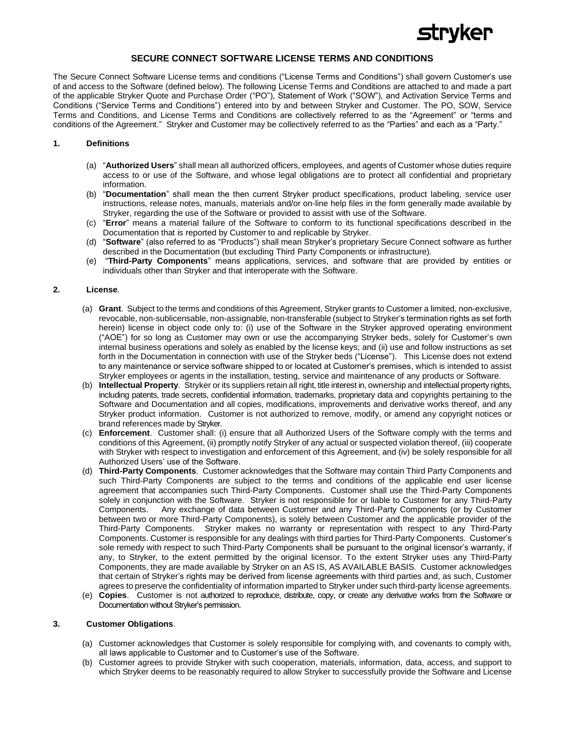stryker

# SECURE CONNECT SOFTWARE LICENSE TERMS AND CONDITIONS

The Secure Connect Software License terms and conditions ("License Terms and Conditions") shall govern Customer's use of and access to the Software (defined below). The following License Terms and Conditions are attached to and made a part of the applicable Stryker Quote and Purchase Order ("PO"), Statement of Work ("SOW"), and Activation Service Terms and Conditions ("Service Terms and Conditions") entered into by and between Stryker and Customer. The PO, SOW, Service Terms and Conditions, and License Terms and Conditions are collectively referred to as the "Agreement" or "terms and conditions of the Agreement." Stryker and Customer may be collectively referred to as the "Parties" and each as a "Party."

## 1. Definitions

(a) "**Authorized Users**" shall mean all authorized officers, employees, and agents of Customer whose duties require access to or use of the Software, and whose legal obligations are to protect all confidential and proprietary information.

(b) "**Documentation**" shall mean the then current Stryker product specifications, product labeling, service user instructions, release notes, manuals, materials and/or on-line help files in the form generally made available by Stryker, regarding the use of the Software or provided to assist with use of the Software.

(c) "**Error**" means a material failure of the Software to conform to its functional specifications described in the Documentation that is reported by Customer to and replicable by Stryker.

(d) "**Software**" (also referred to as "Products") shall mean Stryker's proprietary Secure Connect software as further described in the Documentation (but excluding Third Party Components or infrastructure).

(e) "**Third-Party Components**" means applications, services, and software that are provided by entities or individuals other than Stryker and that interoperate with the Software.

## 2. License.

(a) **Grant**. Subject to the terms and conditions of this Agreement, Stryker grants to Customer a limited, non-exclusive, revocable, non-sublicensable, non-assignable, non-transferable (subject to Stryker's termination rights as set forth herein) license in object code only to: (i) use of the Software in the Stryker approved operating environment ("AOE") for so long as Customer may own or use the accompanying Stryker beds, solely for Customer's own internal business operations and solely as enabled by the license keys; and (ii) use and follow instructions as set forth in the Documentation in connection with use of the Stryker beds ("License"). This License does not extend to any maintenance or service software shipped to or located at Customer's premises, which is intended to assist Stryker employees or agents in the installation, testing, service and maintenance of any products or Software.

(b) **Intellectual Property**. Stryker or its suppliers retain all right, title interest in, ownership and intellectual property rights, including patents, trade secrets, confidential information, trademarks, proprietary data and copyrights pertaining to the Software and Documentation and all copies, modifications, improvements and derivative works thereof, and any Stryker product information. Customer is not authorized to remove, modify, or amend any copyright notices or brand references made by Stryker.

(c) **Enforcement**. Customer shall: (i) ensure that all Authorized Users of the Software comply with the terms and conditions of this Agreement, (ii) promptly notify Stryker of any actual or suspected violation thereof, (iii) cooperate with Stryker with respect to investigation and enforcement of this Agreement, and (iv) be solely responsible for all Authorized Users' use of the Software.

(d) **Third-Party Components**. Customer acknowledges that the Software may contain Third Party Components and such Third-Party Components are subject to the terms and conditions of the applicable end user license agreement that accompanies such Third-Party Components. Customer shall use the Third-Party Components solely in conjunction with the Software. Stryker is not responsible for or liable to Customer for any Third-Party Components. Any exchange of data between Customer and any Third-Party Components (or by Customer between two or more Third-Party Components), is solely between Customer and the applicable provider of the Third-Party Components. Stryker makes no warranty or representation with respect to any Third-Party Components. Customer is responsible for any dealings with third parties for Third-Party Components. Customer's sole remedy with respect to such Third-Party Components shall be pursuant to the original licensor's warranty, if any, to Stryker, to the extent permitted by the original licensor. To the extent Stryker uses any Third-Party Components, they are made available by Stryker on an AS IS, AS AVAILABLE BASIS. Customer acknowledges that certain of Stryker's rights may be derived from license agreements with third parties and, as such, Customer agrees to preserve the confidentiality of information imparted to Stryker under such third-party license agreements.

(e) **Copies**. Customer is not authorized to reproduce, distribute, copy, or create any derivative works from the Software or Documentation without Stryker's permission.

## 3. Customer Obligations.

(a) Customer acknowledges that Customer is solely responsible for complying with, and covenants to comply with, all laws applicable to Customer and to Customer's use of the Software.

(b) Customer agrees to provide Stryker with such cooperation, materials, information, data, access, and support to which Stryker deems to be reasonably required to allow Stryker to successfully provide the Software and License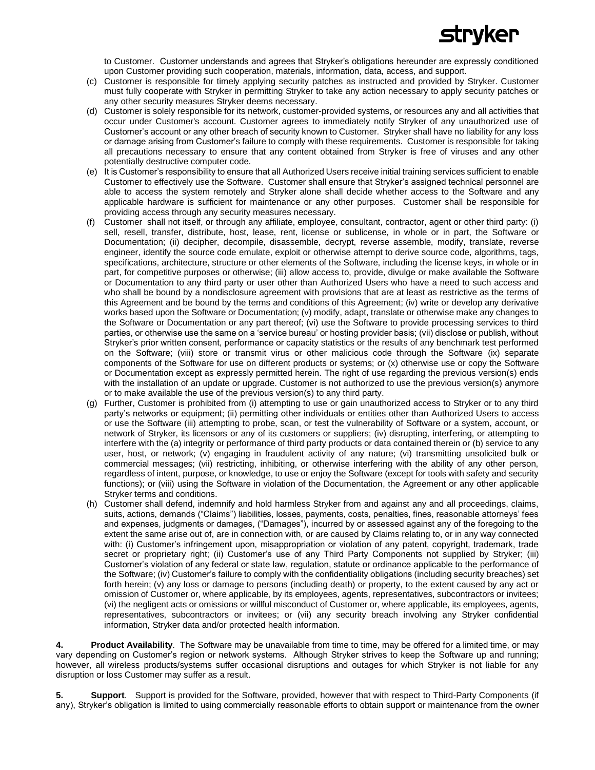to Customer. Customer understands and agrees that Stryker's obligations hereunder are expressly conditioned upon Customer providing such cooperation, materials, information, data, access, and support.

(c) Customer is responsible for timely applying security patches as instructed and provided by Stryker. Customer must fully cooperate with Stryker in permitting Stryker to take any action necessary to apply security patches or any other security measures Stryker deems necessary.

(d) Customer is solely responsible for its network, customer-provided systems, or resources any and all activities that occur under Customer's account. Customer agrees to immediately notify Stryker of any unauthorized use of Customer's account or any other breach of security known to Customer. Stryker shall have no liability for any loss or damage arising from Customer's failure to comply with these requirements. Customer is responsible for taking all precautions necessary to ensure that any content obtained from Stryker is free of viruses and any other potentially destructive computer code.

(e) It is Customer's responsibility to ensure that all Authorized Users receive initial training services sufficient to enable Customer to effectively use the Software. Customer shall ensure that Stryker's assigned technical personnel are able to access the system remotely and Stryker alone shall decide whether access to the Software and any applicable hardware is sufficient for maintenance or any other purposes. Customer shall be responsible for providing access through any security measures necessary.

(f) Customer shall not itself, or through any affiliate, employee, consultant, contractor, agent or other third party: (i) sell, resell, transfer, distribute, host, lease, rent, license or sublicense, in whole or in part, the Software or Documentation; (ii) decipher, decompile, disassemble, decrypt, reverse assemble, modify, translate, reverse engineer, identify the source code emulate, exploit or otherwise attempt to derive source code, algorithms, tags, specifications, architecture, structure or other elements of the Software, including the license keys, in whole or in part, for competitive purposes or otherwise; (iii) allow access to, provide, divulge or make available the Software or Documentation to any third party or user other than Authorized Users who have a need to such access and who shall be bound by a nondisclosure agreement with provisions that are at least as restrictive as the terms of this Agreement and be bound by the terms and conditions of this Agreement; (iv) write or develop any derivative works based upon the Software or Documentation; (v) modify, adapt, translate or otherwise make any changes to the Software or Documentation or any part thereof; (vi) use the Software to provide processing services to third parties, or otherwise use the same on a 'service bureau' or hosting provider basis; (vii) disclose or publish, without Stryker's prior written consent, performance or capacity statistics or the results of any benchmark test performed on the Software; (viii) store or transmit virus or other malicious code through the Software (ix) separate components of the Software for use on different products or systems; or (x) otherwise use or copy the Software or Documentation except as expressly permitted herein. The right of use regarding the previous version(s) ends with the installation of an update or upgrade. Customer is not authorized to use the previous version(s) anymore or to make available the use of the previous version(s) to any third party.

(g) Further, Customer is prohibited from (i) attempting to use or gain unauthorized access to Stryker or to any third party's networks or equipment; (ii) permitting other individuals or entities other than Authorized Users to access or use the Software (iii) attempting to probe, scan, or test the vulnerability of Software or a system, account, or network of Stryker, its licensors or any of its customers or suppliers; (iv) disrupting, interfering, or attempting to interfere with the (a) integrity or performance of third party products or data contained therein or (b) service to any user, host, or network; (v) engaging in fraudulent activity of any nature; (vi) transmitting unsolicited bulk or commercial messages; (vii) restricting, inhibiting, or otherwise interfering with the ability of any other person, regardless of intent, purpose, or knowledge, to use or enjoy the Software (except for tools with safety and security functions); or (viii) using the Software in violation of the Documentation, the Agreement or any other applicable Stryker terms and conditions.

(h) Customer shall defend, indemnify and hold harmless Stryker from and against any and all proceedings, claims, suits, actions, demands ("Claims") liabilities, losses, payments, costs, penalties, fines, reasonable attorneys' fees and expenses, judgments or damages, ("Damages"), incurred by or assessed against any of the foregoing to the extent the same arise out of, are in connection with, or are caused by Claims relating to, or in any way connected with: (i) Customer's infringement upon, misappropriation or violation of any patent, copyright, trademark, trade secret or proprietary right; (ii) Customer's use of any Third Party Components not supplied by Stryker; (iii) Customer's violation of any federal or state law, regulation, statute or ordinance applicable to the performance of the Software; (iv) Customer's failure to comply with the confidentiality obligations (including security breaches) set forth herein; (v) any loss or damage to persons (including death) or property, to the extent caused by any act or omission of Customer or, where applicable, by its employees, agents, representatives, subcontractors or invitees; (vi) the negligent acts or omissions or willful misconduct of Customer or, where applicable, its employees, agents, representatives, subcontractors or invitees; or (vii) any security breach involving any Stryker confidential information, Stryker data and/or protected health information.

**4. Product Availability**. The Software may be unavailable from time to time, may be offered for a limited time, or may vary depending on Customer's region or network systems. Although Stryker strives to keep the Software up and running; however, all wireless products/systems suffer occasional disruptions and outages for which Stryker is not liable for any disruption or loss Customer may suffer as a result.

**5. Support**. Support is provided for the Software, provided, however that with respect to Third-Party Components (if any), Stryker's obligation is limited to using commercially reasonable efforts to obtain support or maintenance from the owner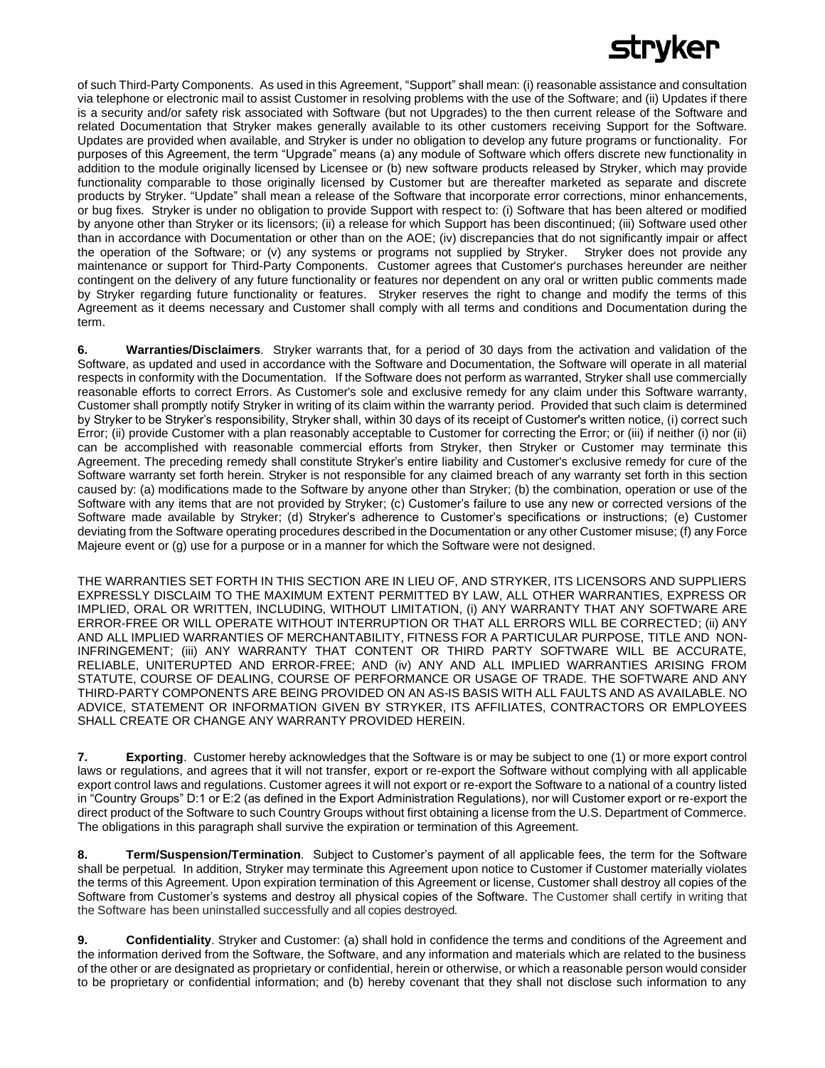of such Third-Party Components. As used in this Agreement, "Support" shall mean: (i) reasonable assistance and consultation via telephone or electronic mail to assist Customer in resolving problems with the use of the Software; and (ii) Updates if there is a security and/or safety risk associated with Software (but not Upgrades) to the then current release of the Software and related Documentation that Stryker makes generally available to its other customers receiving Support for the Software. Updates are provided when available, and Stryker is under no obligation to develop any future programs or functionality. For purposes of this Agreement, the term "Upgrade" means (a) any module of Software which offers discrete new functionality in addition to the module originally licensed by Licensee or (b) new software products released by Stryker, which may provide functionality comparable to those originally licensed by Customer but are thereafter marketed as separate and discrete products by Stryker. "Update" shall mean a release of the Software that incorporate error corrections, minor enhancements, or bug fixes. Stryker is under no obligation to provide Support with respect to: (i) Software that has been altered or modified by anyone other than Stryker or its licensors; (ii) a release for which Support has been discontinued; (iii) Software used other than in accordance with Documentation or other than on the AOE; (iv) discrepancies that do not significantly impair or affect the operation of the Software; or (v) any systems or programs not supplied by Stryker. Stryker does not provide any maintenance or support for Third-Party Components. Customer agrees that Customer's purchases hereunder are neither contingent on the delivery of any future functionality or features nor dependent on any oral or written public comments made by Stryker regarding future functionality or features. Stryker reserves the right to change and modify the terms of this Agreement as it deems necessary and Customer shall comply with all terms and conditions and Documentation during the term.

**6. Warranties/Disclaimers**. Stryker warrants that, for a period of 30 days from the activation and validation of the Software, as updated and used in accordance with the Software and Documentation, the Software will operate in all material respects in conformity with the Documentation. If the Software does not perform as warranted, Stryker shall use commercially reasonable efforts to correct Errors. As Customer's sole and exclusive remedy for any claim under this Software warranty, Customer shall promptly notify Stryker in writing of its claim within the warranty period. Provided that such claim is determined by Stryker to be Stryker's responsibility, Stryker shall, within 30 days of its receipt of Customer's written notice, (i) correct such Error; (ii) provide Customer with a plan reasonably acceptable to Customer for correcting the Error; or (iii) if neither (i) nor (ii) can be accomplished with reasonable commercial efforts from Stryker, then Stryker or Customer may terminate this Agreement. The preceding remedy shall constitute Stryker's entire liability and Customer's exclusive remedy for cure of the Software warranty set forth herein. Stryker is not responsible for any claimed breach of any warranty set forth in this section caused by: (a) modifications made to the Software by anyone other than Stryker; (b) the combination, operation or use of the Software with any items that are not provided by Stryker; (c) Customer's failure to use any new or corrected versions of the Software made available by Stryker; (d) Stryker's adherence to Customer's specifications or instructions; (e) Customer deviating from the Software operating procedures described in the Documentation or any other Customer misuse; (f) any Force Majeure event or (g) use for a purpose or in a manner for which the Software were not designed.

THE WARRANTIES SET FORTH IN THIS SECTION ARE IN LIEU OF, AND STRYKER, ITS LICENSORS AND SUPPLIERS EXPRESSLY DISCLAIM TO THE MAXIMUM EXTENT PERMITTED BY LAW, ALL OTHER WARRANTIES, EXPRESS OR IMPLIED, ORAL OR WRITTEN, INCLUDING, WITHOUT LIMITATION, (i) ANY WARRANTY THAT ANY SOFTWARE ARE ERROR-FREE OR WILL OPERATE WITHOUT INTERRUPTION OR THAT ALL ERRORS WILL BE CORRECTED; (ii) ANY AND ALL IMPLIED WARRANTIES OF MERCHANTABILITY, FITNESS FOR A PARTICULAR PURPOSE, TITLE AND NON-INFRINGEMENT; (iii) ANY WARRANTY THAT CONTENT OR THIRD PARTY SOFTWARE WILL BE ACCURATE, RELIABLE, UNITERUPTED AND ERROR-FREE; AND (iv) ANY AND ALL IMPLIED WARRANTIES ARISING FROM STATUTE, COURSE OF DEALING, COURSE OF PERFORMANCE OR USAGE OF TRADE. THE SOFTWARE AND ANY THIRD-PARTY COMPONENTS ARE BEING PROVIDED ON AN AS-IS BASIS WITH ALL FAULTS AND AS AVAILABLE. NO ADVICE, STATEMENT OR INFORMATION GIVEN BY STRYKER, ITS AFFILIATES, CONTRACTORS OR EMPLOYEES SHALL CREATE OR CHANGE ANY WARRANTY PROVIDED HEREIN.

**7. Exporting**. Customer hereby acknowledges that the Software is or may be subject to one (1) or more export control laws or regulations, and agrees that it will not transfer, export or re-export the Software without complying with all applicable export control laws and regulations. Customer agrees it will not export or re-export the Software to a national of a country listed in "Country Groups" D:1 or E:2 (as defined in the Export Administration Regulations), nor will Customer export or re-export the direct product of the Software to such Country Groups without first obtaining a license from the U.S. Department of Commerce. The obligations in this paragraph shall survive the expiration or termination of this Agreement.

**8. Term/Suspension/Termination**. Subject to Customer's payment of all applicable fees, the term for the Software shall be perpetual. In addition, Stryker may terminate this Agreement upon notice to Customer if Customer materially violates the terms of this Agreement. Upon expiration termination of this Agreement or license, Customer shall destroy all copies of the Software from Customer's systems and destroy all physical copies of the Software. The Customer shall certify in writing that the Software has been uninstalled successfully and all copies destroyed.

**9. Confidentiality**. Stryker and Customer: (a) shall hold in confidence the terms and conditions of the Agreement and the information derived from the Software, the Software, and any information and materials which are related to the business of the other or are designated as proprietary or confidential, herein or otherwise, or which a reasonable person would consider to be proprietary or confidential information; and (b) hereby covenant that they shall not disclose such information to any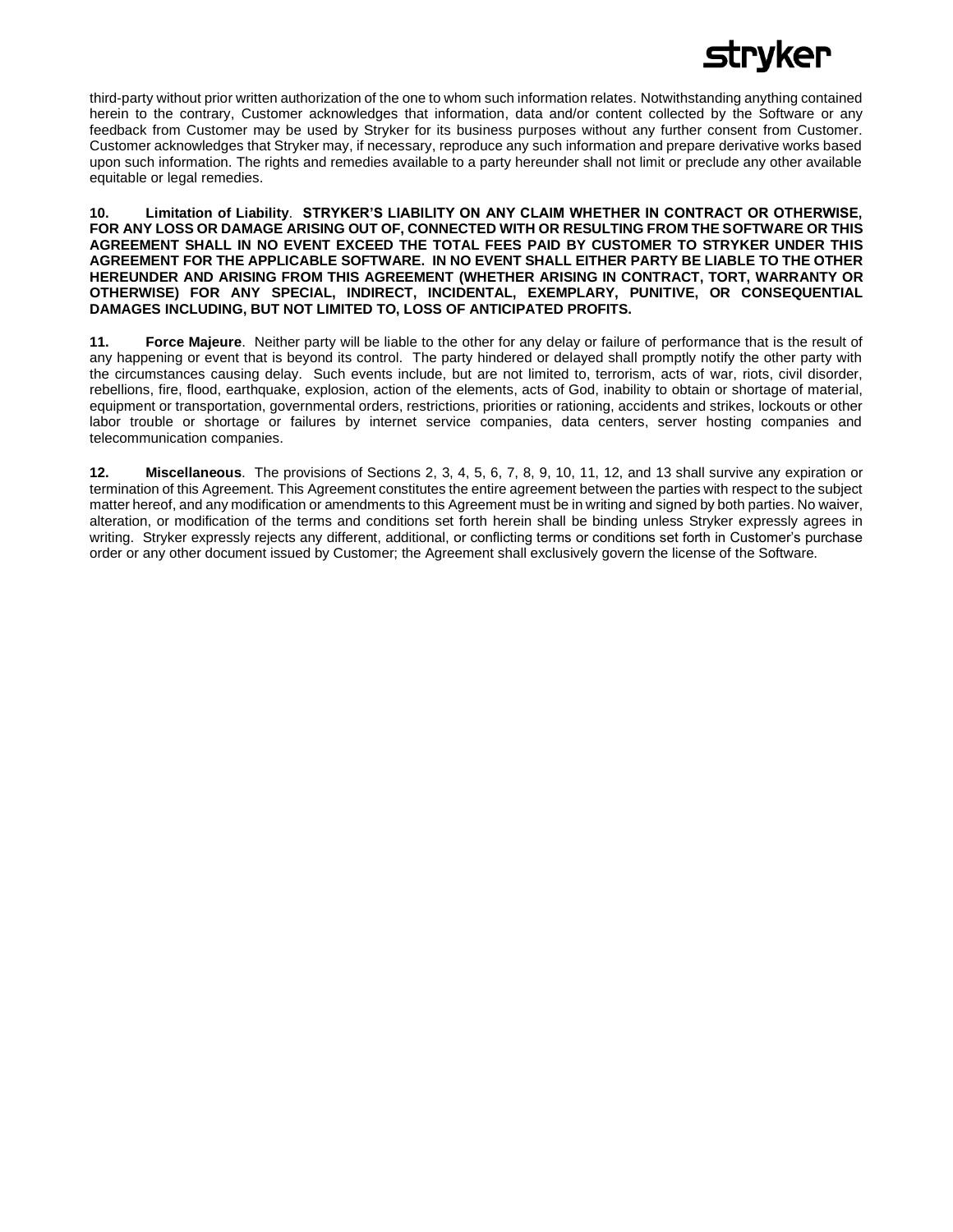third-party without prior written authorization of the one to whom such information relates. Notwithstanding anything contained herein to the contrary, Customer acknowledges that information, data and/or content collected by the Software or any feedback from Customer may be used by Stryker for its business purposes without any further consent from Customer. Customer acknowledges that Stryker may, if necessary, reproduce any such information and prepare derivative works based upon such information. The rights and remedies available to a party hereunder shall not limit or preclude any other available equitable or legal remedies.

**10. Limitation of Liability**. **STRYKER'S LIABILITY ON ANY CLAIM WHETHER IN CONTRACT OR OTHERWISE, FOR ANY LOSS OR DAMAGE ARISING OUT OF, CONNECTED WITH OR RESULTING FROM THE SOFTWARE OR THIS AGREEMENT SHALL IN NO EVENT EXCEED THE TOTAL FEES PAID BY CUSTOMER TO STRYKER UNDER THIS AGREEMENT FOR THE APPLICABLE SOFTWARE. IN NO EVENT SHALL EITHER PARTY BE LIABLE TO THE OTHER HEREUNDER AND ARISING FROM THIS AGREEMENT (WHETHER ARISING IN CONTRACT, TORT, WARRANTY OR OTHERWISE) FOR ANY SPECIAL, INDIRECT, INCIDENTAL, EXEMPLARY, PUNITIVE, OR CONSEQUENTIAL DAMAGES INCLUDING, BUT NOT LIMITED TO, LOSS OF ANTICIPATED PROFITS.**

**11. Force Majeure**. Neither party will be liable to the other for any delay or failure of performance that is the result of any happening or event that is beyond its control. The party hindered or delayed shall promptly notify the other party with the circumstances causing delay. Such events include, but are not limited to, terrorism, acts of war, riots, civil disorder, rebellions, fire, flood, earthquake, explosion, action of the elements, acts of God, inability to obtain or shortage of material, equipment or transportation, governmental orders, restrictions, priorities or rationing, accidents and strikes, lockouts or other labor trouble or shortage or failures by internet service companies, data centers, server hosting companies and telecommunication companies.

**12. Miscellaneous**. The provisions of Sections 2, 3, 4, 5, 6, 7, 8, 9, 10, 11, 12, and 13 shall survive any expiration or termination of this Agreement. This Agreement constitutes the entire agreement between the parties with respect to the subject matter hereof, and any modification or amendments to this Agreement must be in writing and signed by both parties. No waiver, alteration, or modification of the terms and conditions set forth herein shall be binding unless Stryker expressly agrees in writing. Stryker expressly rejects any different, additional, or conflicting terms or conditions set forth in Customer's purchase order or any other document issued by Customer; the Agreement shall exclusively govern the license of the Software.